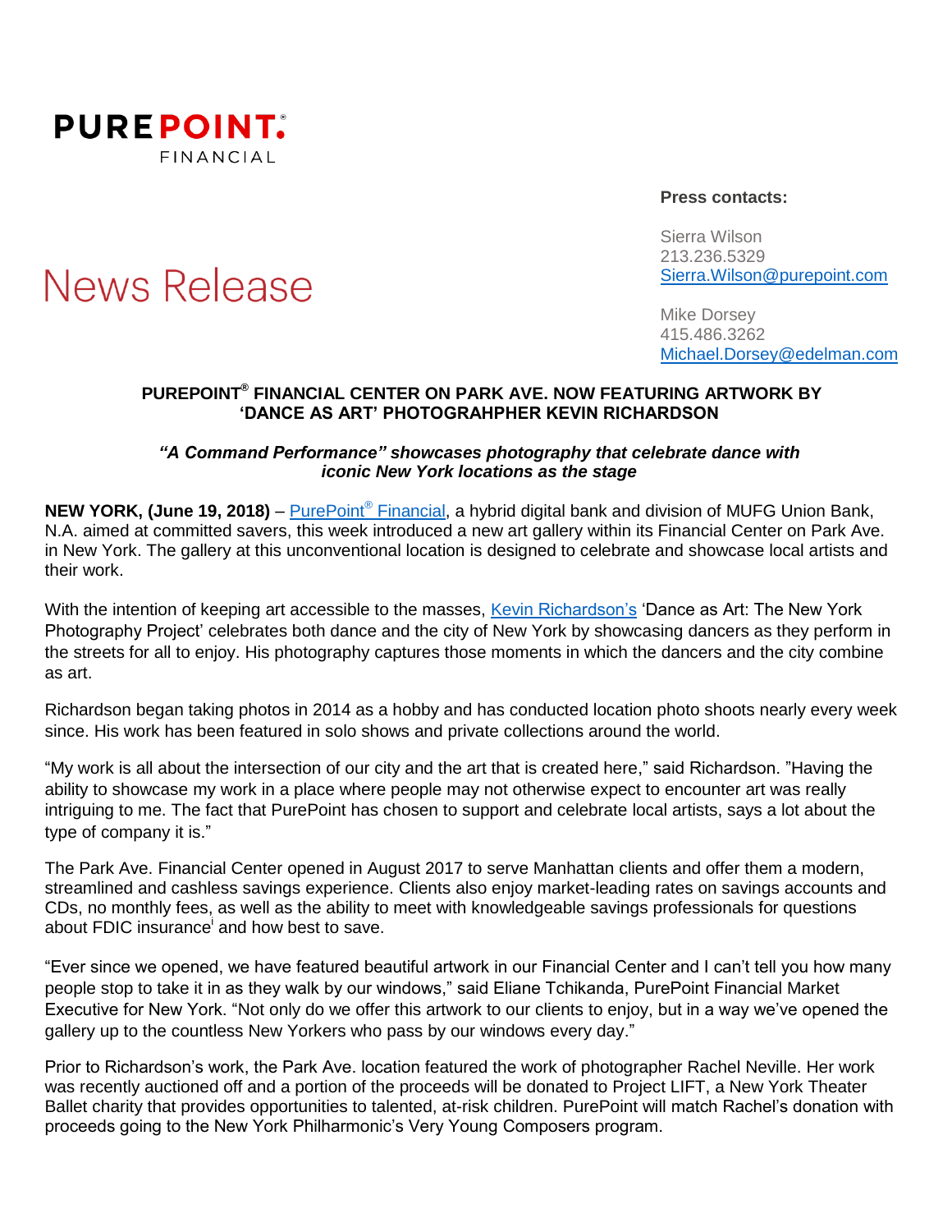**PUREPOINT.®**
FINANCIAL

# News Release

**Press contacts:**

Sierra Wilson
213.236.5329
Sierra.Wilson@purepoint.com

Mike Dorsey
415.486.3262
Michael.Dorsey@edelman.com

## PUREPOINT® FINANCIAL CENTER ON PARK AVE. NOW FEATURING ARTWORK BY 'DANCE AS ART' PHOTOGRAHPHER KEVIN RICHARDSON

***"A Command Performance" showcases photography that celebrate dance with iconic New York locations as the stage***

**NEW YORK, (June 19, 2018)** – PurePoint® Financial, a hybrid digital bank and division of MUFG Union Bank, N.A. aimed at committed savers, this week introduced a new art gallery within its Financial Center on Park Ave. in New York. The gallery at this unconventional location is designed to celebrate and showcase local artists and their work.

With the intention of keeping art accessible to the masses, Kevin Richardson's 'Dance as Art: The New York Photography Project' celebrates both dance and the city of New York by showcasing dancers as they perform in the streets for all to enjoy. His photography captures those moments in which the dancers and the city combine as art.

Richardson began taking photos in 2014 as a hobby and has conducted location photo shoots nearly every week since. His work has been featured in solo shows and private collections around the world.

"My work is all about the intersection of our city and the art that is created here," said Richardson. "Having the ability to showcase my work in a place where people may not otherwise expect to encounter art was really intriguing to me. The fact that PurePoint has chosen to support and celebrate local artists, says a lot about the type of company it is."

The Park Ave. Financial Center opened in August 2017 to serve Manhattan clients and offer them a modern, streamlined and cashless savings experience. Clients also enjoy market-leading rates on savings accounts and CDs, no monthly fees, as well as the ability to meet with knowledgeable savings professionals for questions about FDIC insurance[i] and how best to save.

"Ever since we opened, we have featured beautiful artwork in our Financial Center and I can't tell you how many people stop to take it in as they walk by our windows," said Eliane Tchikanda, PurePoint Financial Market Executive for New York. "Not only do we offer this artwork to our clients to enjoy, but in a way we've opened the gallery up to the countless New Yorkers who pass by our windows every day."

Prior to Richardson's work, the Park Ave. location featured the work of photographer Rachel Neville. Her work was recently auctioned off and a portion of the proceeds will be donated to Project LIFT, a New York Theater Ballet charity that provides opportunities to talented, at-risk children. PurePoint will match Rachel's donation with proceeds going to the New York Philharmonic's Very Young Composers program.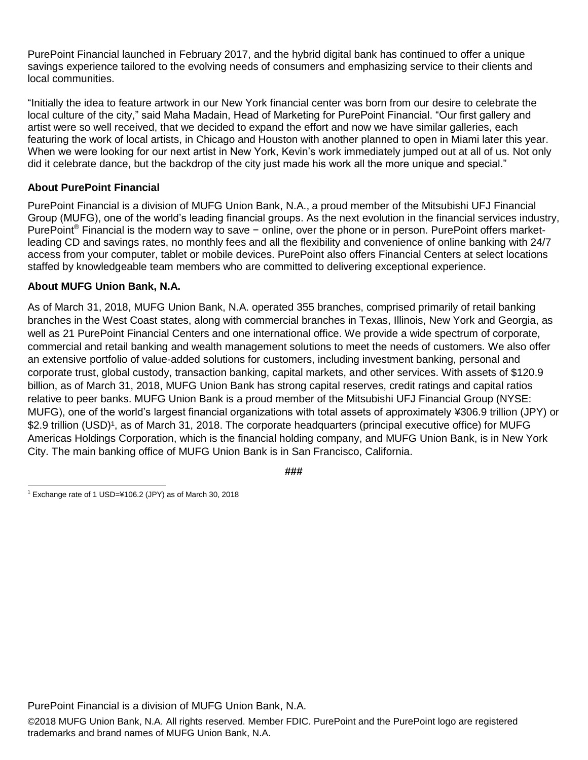PurePoint Financial launched in February 2017, and the hybrid digital bank has continued to offer a unique savings experience tailored to the evolving needs of consumers and emphasizing service to their clients and local communities.

"Initially the idea to feature artwork in our New York financial center was born from our desire to celebrate the local culture of the city," said Maha Madain, Head of Marketing for PurePoint Financial. "Our first gallery and artist were so well received, that we decided to expand the effort and now we have similar galleries, each featuring the work of local artists, in Chicago and Houston with another planned to open in Miami later this year. When we were looking for our next artist in New York, Kevin's work immediately jumped out at all of us. Not only did it celebrate dance, but the backdrop of the city just made his work all the more unique and special."

**About PurePoint Financial**

PurePoint Financial is a division of MUFG Union Bank, N.A., a proud member of the Mitsubishi UFJ Financial Group (MUFG), one of the world's leading financial groups. As the next evolution in the financial services industry, PurePoint® Financial is the modern way to save − online, over the phone or in person. PurePoint offers market-leading CD and savings rates, no monthly fees and all the flexibility and convenience of online banking with 24/7 access from your computer, tablet or mobile devices. PurePoint also offers Financial Centers at select locations staffed by knowledgeable team members who are committed to delivering exceptional experience.

**About MUFG Union Bank, N.A.**

As of March 31, 2018, MUFG Union Bank, N.A. operated 355 branches, comprised primarily of retail banking branches in the West Coast states, along with commercial branches in Texas, Illinois, New York and Georgia, as well as 21 PurePoint Financial Centers and one international office. We provide a wide spectrum of corporate, commercial and retail banking and wealth management solutions to meet the needs of customers. We also offer an extensive portfolio of value-added solutions for customers, including investment banking, personal and corporate trust, global custody, transaction banking, capital markets, and other services. With assets of $120.9 billion, as of March 31, 2018, MUFG Union Bank has strong capital reserves, credit ratings and capital ratios relative to peer banks. MUFG Union Bank is a proud member of the Mitsubishi UFJ Financial Group (NYSE: MUFG), one of the world's largest financial organizations with total assets of approximately ¥306.9 trillion (JPY) or $2.9 trillion (USD)[1], as of March 31, 2018. The corporate headquarters (principal executive office) for MUFG Americas Holdings Corporation, which is the financial holding company, and MUFG Union Bank, is in New York City. The main banking office of MUFG Union Bank is in San Francisco, California.

###

[1] Exchange rate of 1 USD=¥106.2 (JPY) as of March 30, 2018

PurePoint Financial is a division of MUFG Union Bank, N.A.

©2018 MUFG Union Bank, N.A. All rights reserved. Member FDIC. PurePoint and the PurePoint logo are registered trademarks and brand names of MUFG Union Bank, N.A.